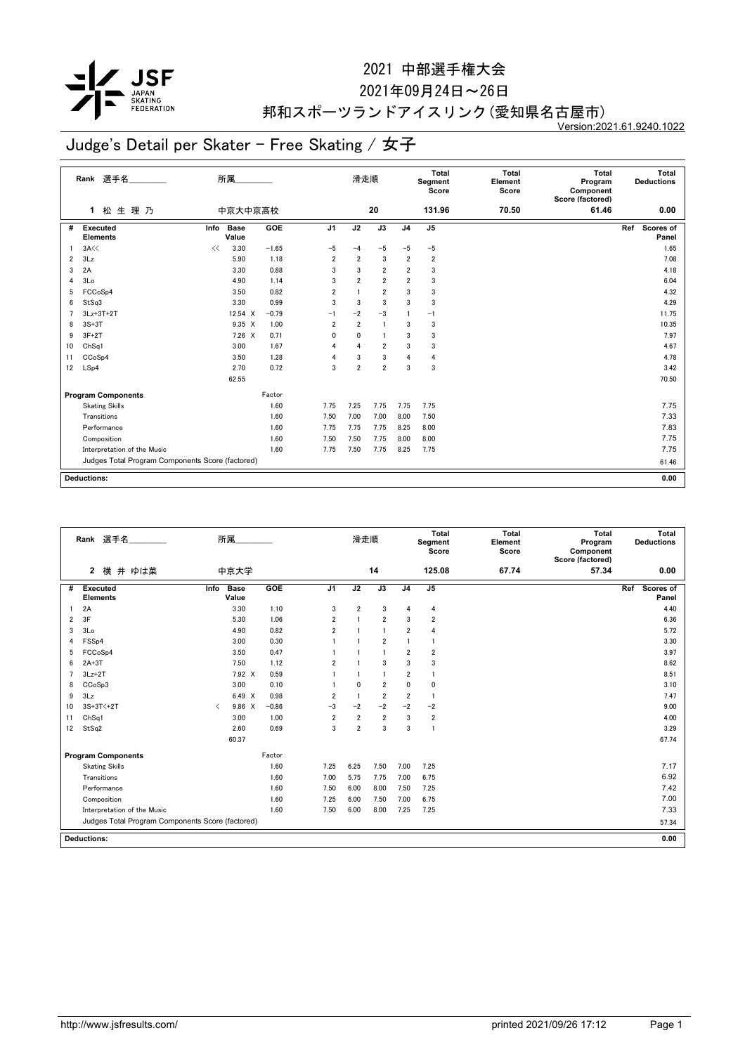# 2021 中部選手権大会

2021年09月24日～26日

邦和スポーツランドアイスリンク(愛知県名古屋市)

Version:2021.61.9240.1022

## Judge's Detail per Skater - Free Skating / 女子

| Rank | 選手名 | 所属 | 滑走順 | Total Segment Score | Total Element Score | Total Program Component Score (factored) | Total Deductions |
|---|---|---|---|---|---|---|---|
| 1 | 松 生 理 乃 | 中京大中京高校 | 20 | 131.96 | 70.50 | 61.46 | 0.00 |

| # | Executed Elements | Info | Base Value | GOE | J1 | J2 | J3 | J4 | J5 | Ref | Scores of Panel |
|---|---|---|---|---|---|---|---|---|---|---|---|
| 1 | 3A<< | << | 3.30 | −1.65 | −5 | −4 | −5 | −5 | −5 | | 1.65 |
| 2 | 3Lz | | 5.90 | 1.18 | 2 | 2 | 3 | 2 | 2 | | 7.08 |
| 3 | 2A | | 3.30 | 0.88 | 3 | 3 | 2 | 2 | 3 | | 4.18 |
| 4 | 3Lo | | 4.90 | 1.14 | 3 | 2 | 2 | 2 | 3 | | 6.04 |
| 5 | FCCoSp4 | | 3.50 | 0.82 | 2 | 1 | 2 | 3 | 3 | | 4.32 |
| 6 | StSq3 | | 3.30 | 0.99 | 3 | 3 | 3 | 3 | 3 | | 4.29 |
| 7 | 3Lz+3T+2T | | 12.54 X | −0.79 | −1 | −2 | −3 | 1 | −1 | | 11.75 |
| 8 | 3S+3T | | 9.35 X | 1.00 | 2 | 2 | 1 | 3 | 3 | | 10.35 |
| 9 | 3F+2T | | 7.26 X | 0.71 | 0 | 0 | 1 | 3 | 3 | | 7.97 |
| 10 | ChSq1 | | 3.00 | 1.67 | 4 | 4 | 2 | 3 | 3 | | 4.67 |
| 11 | CCoSp4 | | 3.50 | 1.28 | 4 | 3 | 3 | 4 | 4 | | 4.78 |
| 12 | LSp4 | | 2.70 | 0.72 | 3 | 2 | 2 | 3 | 3 | | 3.42 |
| | | | 62.55 | | | | | | | | 70.50 |

| Program Components | Factor | J1 | J2 | J3 | J4 | J5 | Scores of Panel |
|---|---|---|---|---|---|---|---|
| Skating Skills | 1.60 | 7.75 | 7.25 | 7.75 | 7.75 | 7.75 | 7.75 |
| Transitions | 1.60 | 7.50 | 7.00 | 7.00 | 8.00 | 7.50 | 7.33 |
| Performance | 1.60 | 7.75 | 7.75 | 7.75 | 8.25 | 8.00 | 7.83 |
| Composition | 1.60 | 7.50 | 7.50 | 7.75 | 8.00 | 8.00 | 7.75 |
| Interpretation of the Music | 1.60 | 7.75 | 7.50 | 7.75 | 8.25 | 7.75 | 7.75 |
| Judges Total Program Components Score (factored) | | | | | | | 61.46 |

**Deductions:** 0.00

| Rank | 選手名 | 所属 | 滑走順 | Total Segment Score | Total Element Score | Total Program Component Score (factored) | Total Deductions |
|---|---|---|---|---|---|---|---|
| 2 | 横 井 ゆは菜 | 中京大学 | 14 | 125.08 | 67.74 | 57.34 | 0.00 |

| # | Executed Elements | Info | Base Value | GOE | J1 | J2 | J3 | J4 | J5 | Ref | Scores of Panel |
|---|---|---|---|---|---|---|---|---|---|---|---|
| 1 | 2A | | 3.30 | 1.10 | 3 | 2 | 3 | 4 | 4 | | 4.40 |
| 2 | 3F | | 5.30 | 1.06 | 2 | 1 | 2 | 3 | 2 | | 6.36 |
| 3 | 3Lo | | 4.90 | 0.82 | 2 | 1 | 1 | 2 | 4 | | 5.72 |
| 4 | FSSp4 | | 3.00 | 0.30 | 1 | 1 | 2 | 1 | 1 | | 3.30 |
| 5 | FCCoSp4 | | 3.50 | 0.47 | 1 | 1 | 1 | 2 | 2 | | 3.97 |
| 6 | 2A+3T | | 7.50 | 1.12 | 2 | 1 | 3 | 3 | 3 | | 8.62 |
| 7 | 3Lz+2T | | 7.92 X | 0.59 | 1 | 1 | 1 | 2 | 1 | | 8.51 |
| 8 | CCoSp3 | | 3.00 | 0.10 | 1 | 0 | 2 | 0 | 0 | | 3.10 |
| 9 | 3Lz | | 6.49 X | 0.98 | 2 | 1 | 2 | 2 | 1 | | 7.47 |
| 10 | 3S+3T<+2T | < | 9.86 X | −0.86 | −3 | −2 | −2 | −2 | −2 | | 9.00 |
| 11 | ChSq1 | | 3.00 | 1.00 | 2 | 2 | 2 | 3 | 2 | | 4.00 |
| 12 | StSq2 | | 2.60 | 0.69 | 3 | 2 | 3 | 3 | 1 | | 3.29 |
| | | | 60.37 | | | | | | | | 67.74 |

| Program Components | Factor | J1 | J2 | J3 | J4 | J5 | Scores of Panel |
|---|---|---|---|---|---|---|---|
| Skating Skills | 1.60 | 7.25 | 6.25 | 7.50 | 7.00 | 7.25 | 7.17 |
| Transitions | 1.60 | 7.00 | 5.75 | 7.75 | 7.00 | 6.75 | 6.92 |
| Performance | 1.60 | 7.50 | 6.00 | 8.00 | 7.50 | 7.25 | 7.42 |
| Composition | 1.60 | 7.25 | 6.00 | 7.50 | 7.00 | 6.75 | 7.00 |
| Interpretation of the Music | 1.60 | 7.50 | 6.00 | 8.00 | 7.25 | 7.25 | 7.33 |
| Judges Total Program Components Score (factored) | | | | | | | 57.34 |

**Deductions:** 0.00

http://www.jsfresults.com/ printed 2021/09/26 17:12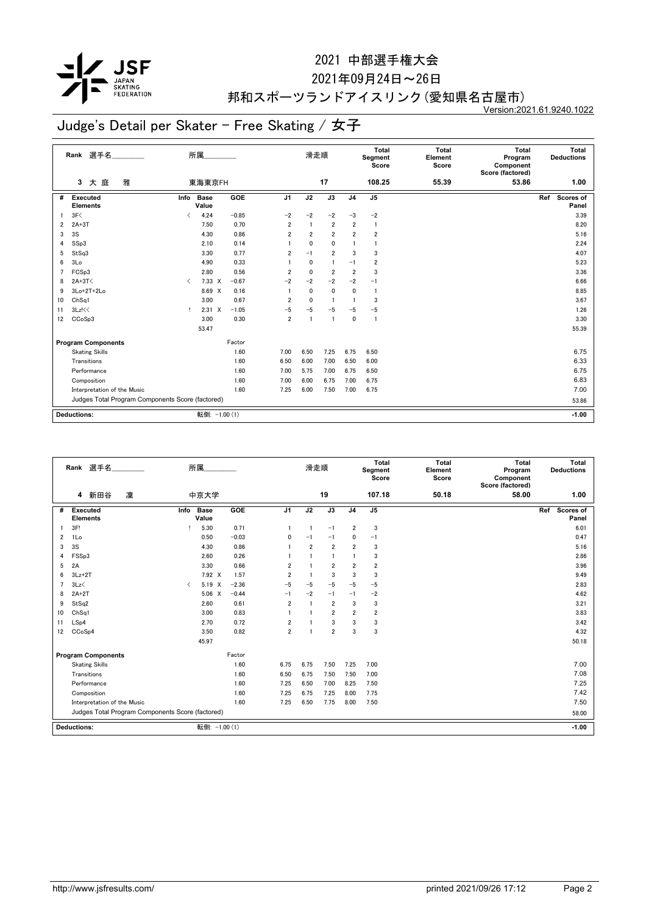# 2021 中部選手権大会

2021年09月24日～26日

邦和スポーツランドアイスリンク(愛知県名古屋市)

Version:2021.61.9240.1022

## Judge's Detail per Skater - Free Skating / 女子

| Rank | 選手名 | 所属 | 滑走順 | Total Segment Score | Total Element Score | Total Program Component Score (factored) | Total Deductions |
|---|---|---|---|---|---|---|---|
| 3 | 大 庭 雅 | 東海東京FH | 17 | 108.25 | 55.39 | 53.86 | 1.00 |

| # | Executed Elements | Info | Base Value | | GOE | J1 | J2 | J3 | J4 | J5 | Ref | Scores of Panel |
|---|---|---|---|---|---|---|---|---|---|---|---|---|
| 1 | 3F< | < | 4.24 | | −0.85 | −2 | −2 | −2 | −3 | −2 | | 3.39 |
| 2 | 2A+3T | | 7.50 | | 0.70 | 2 | 1 | 2 | 2 | 1 | | 8.20 |
| 3 | 3S | | 4.30 | | 0.86 | 2 | 2 | 2 | 2 | 2 | | 5.16 |
| 4 | SSp3 | | 2.10 | | 0.14 | 1 | 0 | 0 | 1 | 1 | | 2.24 |
| 5 | StSq3 | | 3.30 | | 0.77 | 2 | −1 | 2 | 3 | 3 | | 4.07 |
| 6 | 3Lo | | 4.90 | | 0.33 | 1 | 0 | 1 | −1 | 2 | | 5.23 |
| 7 | FCSp3 | | 2.80 | | 0.56 | 2 | 0 | 2 | 2 | 3 | | 3.36 |
| 8 | 2A+3T< | < | 7.33 | X | −0.67 | −2 | −2 | −2 | −2 | −1 | | 6.66 |
| 9 | 3Lo+2T+2Lo | | 8.69 | X | 0.16 | 1 | 0 | 0 | 0 | 1 | | 8.85 |
| 10 | ChSq1 | | 3.00 | | 0.67 | 2 | 0 | 1 | 1 | 3 | | 3.67 |
| 11 | 3Lz!<< | ! | 2.31 | X | −1.05 | −5 | −5 | −5 | −5 | −5 | | 1.26 |
| 12 | CCoSp3 | | 3.00 | | 0.30 | 2 | 1 | 1 | 0 | 1 | | 3.30 |
| | | | 53.47 | | | | | | | | | 55.39 |

| Program Components | Factor | J1 | J2 | J3 | J4 | J5 | Scores of Panel |
|---|---|---|---|---|---|---|---|
| Skating Skills | 1.60 | 7.00 | 6.50 | 7.25 | 6.75 | 6.50 | 6.75 |
| Transitions | 1.60 | 6.50 | 6.00 | 7.00 | 6.50 | 6.00 | 6.33 |
| Performance | 1.60 | 7.00 | 5.75 | 7.00 | 6.75 | 6.50 | 6.75 |
| Composition | 1.60 | 7.00 | 6.00 | 6.75 | 7.00 | 6.75 | 6.83 |
| Interpretation of the Music | 1.60 | 7.25 | 6.00 | 7.50 | 7.00 | 6.75 | 7.00 |
| Judges Total Program Components Score (factored) | | | | | | | 53.86 |

Deductions: 転倒: −1.00 (1) | −1.00

| Rank | 選手名 | 所属 | 滑走順 | Total Segment Score | Total Element Score | Total Program Component Score (factored) | Total Deductions |
|---|---|---|---|---|---|---|---|
| 4 | 新田谷 凜 | 中京大学 | 19 | 107.18 | 50.18 | 58.00 | 1.00 |

| # | Executed Elements | Info | Base Value | | GOE | J1 | J2 | J3 | J4 | J5 | Ref | Scores of Panel |
|---|---|---|---|---|---|---|---|---|---|---|---|---|
| 1 | 3F! | ! | 5.30 | | 0.71 | 1 | 1 | −1 | 2 | 3 | | 6.01 |
| 2 | 1Lo | | 0.50 | | −0.03 | 0 | −1 | −1 | 0 | −1 | | 0.47 |
| 3 | 3S | | 4.30 | | 0.86 | 1 | 2 | 2 | 2 | 3 | | 5.16 |
| 4 | FSSp3 | | 2.60 | | 0.26 | 1 | 1 | 1 | 1 | 3 | | 2.86 |
| 5 | 2A | | 3.30 | | 0.66 | 2 | 1 | 2 | 2 | 2 | | 3.96 |
| 6 | 3Lz+2T | | 7.92 | X | 1.57 | 2 | 1 | 3 | 3 | 3 | | 9.49 |
| 7 | 3Lz< | < | 5.19 | X | −2.36 | −5 | −5 | −5 | −5 | −5 | | 2.83 |
| 8 | 2A+2T | | 5.06 | X | −0.44 | −1 | −2 | −1 | −1 | −2 | | 4.62 |
| 9 | StSq2 | | 2.60 | | 0.61 | 2 | 1 | 2 | 3 | 3 | | 3.21 |
| 10 | ChSq1 | | 3.00 | | 0.83 | 1 | 1 | 2 | 2 | 2 | | 3.83 |
| 11 | LSp4 | | 2.70 | | 0.72 | 2 | 1 | 3 | 3 | 3 | | 3.42 |
| 12 | CCoSp4 | | 3.50 | | 0.82 | 2 | 1 | 2 | 3 | 3 | | 4.32 |
| | | | 45.97 | | | | | | | | | 50.18 |

| Program Components | Factor | J1 | J2 | J3 | J4 | J5 | Scores of Panel |
|---|---|---|---|---|---|---|---|
| Skating Skills | 1.60 | 6.75 | 6.75 | 7.50 | 7.25 | 7.00 | 7.00 |
| Transitions | 1.60 | 6.50 | 6.75 | 7.50 | 7.50 | 7.00 | 7.08 |
| Performance | 1.60 | 7.25 | 6.50 | 7.00 | 8.25 | 7.50 | 7.25 |
| Composition | 1.60 | 7.25 | 6.75 | 7.25 | 8.00 | 7.75 | 7.42 |
| Interpretation of the Music | 1.60 | 7.25 | 6.50 | 7.75 | 8.00 | 7.50 | 7.50 |
| Judges Total Program Components Score (factored) | | | | | | | 58.00 |

Deductions: 転倒: −1.00 (1) | −1.00

http://www.jsfresults.com/ printed 2021/09/26 17:12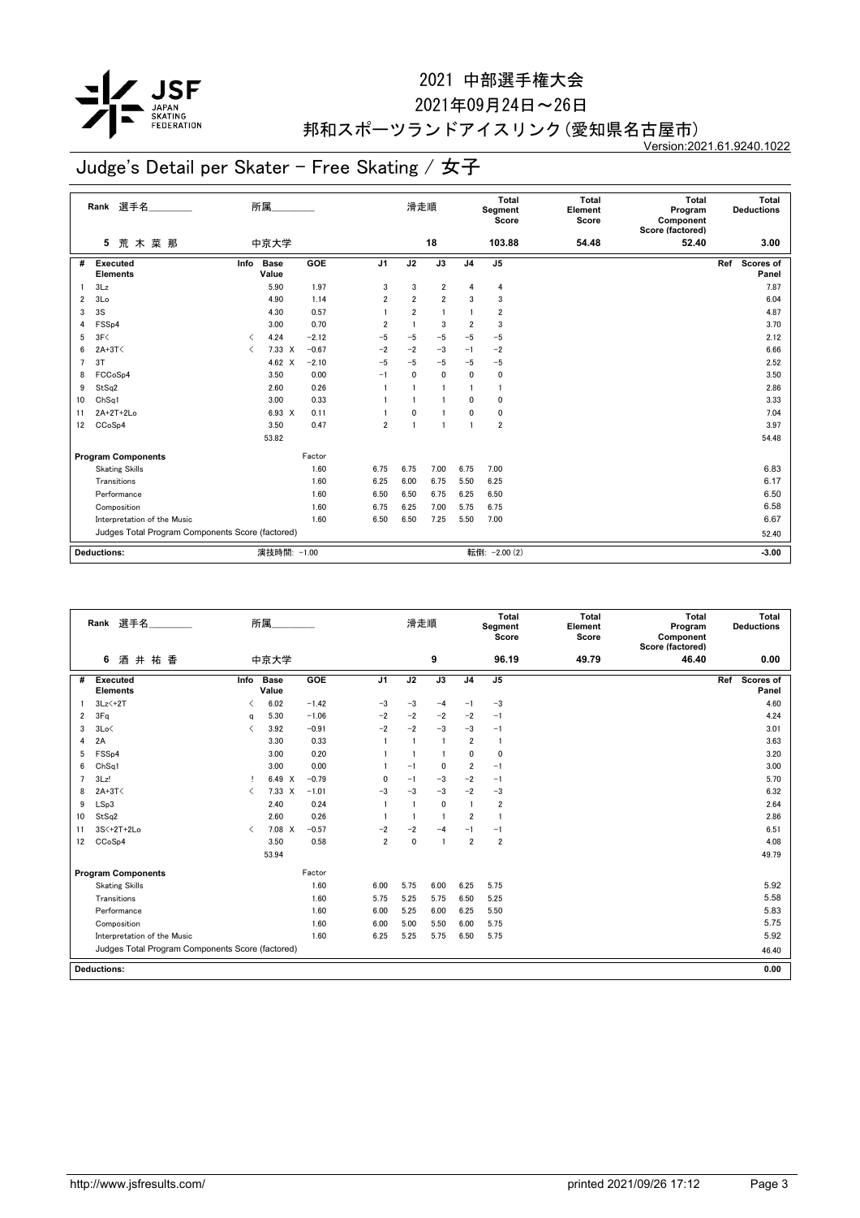# 2021 中部選手権大会

2021年09月24日～26日

邦和スポーツランドアイスリンク(愛知県名古屋市)

Version:2021.61.9240.1022

## Judge's Detail per Skater - Free Skating / 女子

| Rank | 選手名 | 所属 | 滑走順 | Total Segment Score | Total Element Score | Total Program Component Score (factored) | Total Deductions |
|---|---|---|---|---|---|---|---|
| 5 | 荒 木 菜 那 | 中京大学 | 18 | 103.88 | 54.48 | 52.40 | 3.00 |

| # | Executed Elements | Info | Base Value | | GOE | J1 | J2 | J3 | J4 | J5 | Ref | Scores of Panel |
|---|---|---|---|---|---|---|---|---|---|---|---|---|
| 1 | 3Lz | | 5.90 | | 1.97 | 3 | 3 | 2 | 4 | 4 | | 7.87 |
| 2 | 3Lo | | 4.90 | | 1.14 | 2 | 2 | 2 | 3 | 3 | | 6.04 |
| 3 | 3S | | 4.30 | | 0.57 | 1 | 2 | 1 | 1 | 2 | | 4.87 |
| 4 | FSSp4 | | 3.00 | | 0.70 | 2 | 1 | 3 | 2 | 3 | | 3.70 |
| 5 | 3F< | < | 4.24 | | −2.12 | −5 | −5 | −5 | −5 | −5 | | 2.12 |
| 6 | 2A+3T< | < | 7.33 | X | −0.67 | −2 | −2 | −3 | −1 | −2 | | 6.66 |
| 7 | 3T | | 4.62 | X | −2.10 | −5 | −5 | −5 | −5 | −5 | | 2.52 |
| 8 | FCCoSp4 | | 3.50 | | 0.00 | −1 | 0 | 0 | 0 | 0 | | 3.50 |
| 9 | StSq2 | | 2.60 | | 0.26 | 1 | 1 | 1 | 1 | 1 | | 2.86 |
| 10 | ChSq1 | | 3.00 | | 0.33 | 1 | 1 | 1 | 0 | 0 | | 3.33 |
| 11 | 2A+2T+2Lo | | 6.93 | X | 0.11 | 1 | 0 | 1 | 0 | 0 | | 7.04 |
| 12 | CCoSp4 | | 3.50 | | 0.47 | 2 | 1 | 1 | 1 | 2 | | 3.97 |
| | | | 53.82 | | | | | | | | | 54.48 |

| Program Components | Factor | J1 | J2 | J3 | J4 | J5 | Scores of Panel |
|---|---|---|---|---|---|---|---|
| Skating Skills | 1.60 | 6.75 | 6.75 | 7.00 | 6.75 | 7.00 | 6.83 |
| Transitions | 1.60 | 6.25 | 6.00 | 6.75 | 5.50 | 6.25 | 6.17 |
| Performance | 1.60 | 6.50 | 6.50 | 6.75 | 6.25 | 6.50 | 6.50 |
| Composition | 1.60 | 6.75 | 6.25 | 7.00 | 5.75 | 6.75 | 6.58 |
| Interpretation of the Music | 1.60 | 6.50 | 6.50 | 7.25 | 5.50 | 7.00 | 6.67 |
| Judges Total Program Components Score (factored) | | | | | | | 52.40 |

| Deductions: | 演技時間: −1.00 | 転倒: −2.00 (2) | −3.00 |
|---|---|---|---|

| Rank | 選手名 | 所属 | 滑走順 | Total Segment Score | Total Element Score | Total Program Component Score (factored) | Total Deductions |
|---|---|---|---|---|---|---|---|
| 6 | 酒 井 祐 香 | 中京大学 | 9 | 96.19 | 49.79 | 46.40 | 0.00 |

| # | Executed Elements | Info | Base Value | | GOE | J1 | J2 | J3 | J4 | J5 | Ref | Scores of Panel |
|---|---|---|---|---|---|---|---|---|---|---|---|---|
| 1 | 3Lz<+2T | < | 6.02 | | −1.42 | −3 | −3 | −4 | −1 | −3 | | 4.60 |
| 2 | 3Fq | q | 5.30 | | −1.06 | −2 | −2 | −2 | −2 | −1 | | 4.24 |
| 3 | 3Lo< | < | 3.92 | | −0.91 | −2 | −2 | −3 | −3 | −1 | | 3.01 |
| 4 | 2A | | 3.30 | | 0.33 | 1 | 1 | 1 | 2 | 1 | | 3.63 |
| 5 | FSSp4 | | 3.00 | | 0.20 | 1 | 1 | 1 | 0 | 0 | | 3.20 |
| 6 | ChSq1 | | 3.00 | | 0.00 | 1 | −1 | 0 | 2 | −1 | | 3.00 |
| 7 | 3Lz! | ! | 6.49 | X | −0.79 | 0 | −1 | −3 | −2 | −1 | | 5.70 |
| 8 | 2A+3T< | < | 7.33 | X | −1.01 | −3 | −3 | −3 | −2 | −3 | | 6.32 |
| 9 | LSp3 | | 2.40 | | 0.24 | 1 | 1 | 0 | 1 | 2 | | 2.64 |
| 10 | StSq2 | | 2.60 | | 0.26 | 1 | 1 | 1 | 2 | 1 | | 2.86 |
| 11 | 3S<+2T+2Lo | < | 7.08 | X | −0.57 | −2 | −2 | −4 | −1 | −1 | | 6.51 |
| 12 | CCoSp4 | | 3.50 | | 0.58 | 2 | 0 | 1 | 2 | 2 | | 4.08 |
| | | | 53.94 | | | | | | | | | 49.79 |

| Program Components | Factor | J1 | J2 | J3 | J4 | J5 | Scores of Panel |
|---|---|---|---|---|---|---|---|
| Skating Skills | 1.60 | 6.00 | 5.75 | 6.00 | 6.25 | 5.75 | 5.92 |
| Transitions | 1.60 | 5.75 | 5.25 | 5.75 | 6.50 | 5.25 | 5.58 |
| Performance | 1.60 | 6.00 | 5.25 | 6.00 | 6.25 | 5.50 | 5.83 |
| Composition | 1.60 | 6.00 | 5.00 | 5.50 | 6.00 | 5.75 | 5.75 |
| Interpretation of the Music | 1.60 | 6.25 | 5.25 | 5.75 | 6.50 | 5.75 | 5.92 |
| Judges Total Program Components Score (factored) | | | | | | | 46.40 |

| Deductions: | 0.00 |
|---|---|

http://www.jsfresults.com/ printed 2021/09/26 17:12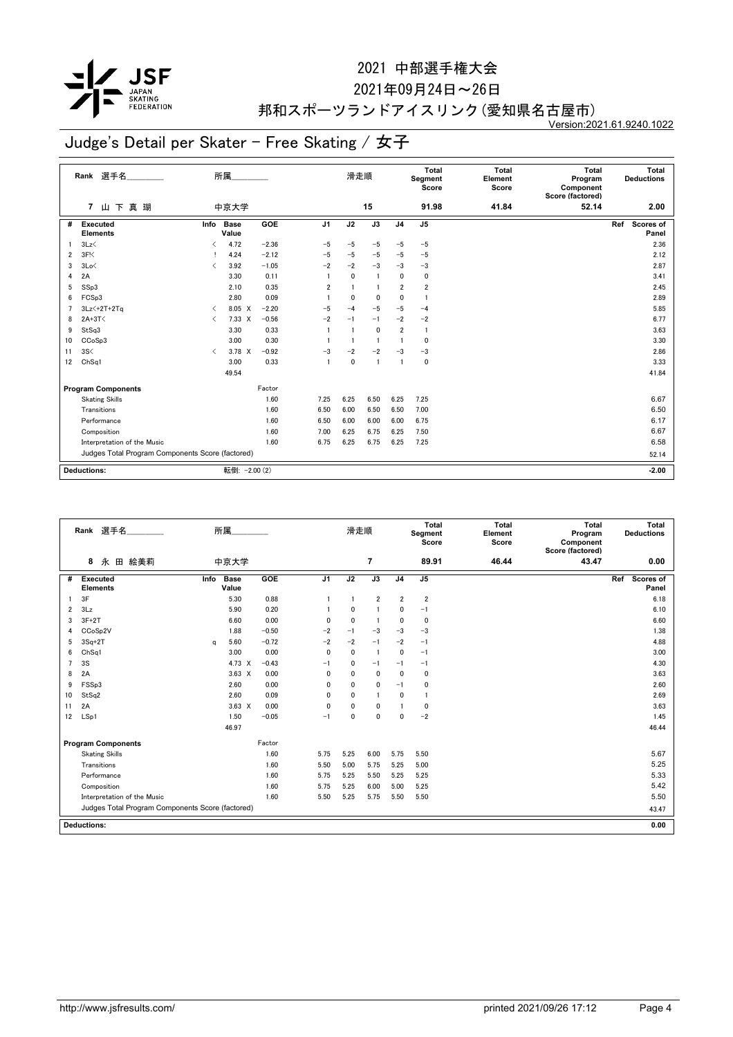# 2021 中部選手権大会

2021年09月24日～26日

邦和スポーツランドアイスリンク（愛知県名古屋市）

Version:2021.61.9240.1022

## Judge's Detail per Skater - Free Skating / 女子

| Rank | 選手名 | 所属 | 滑走順 | Total Segment Score | Total Element Score | Total Program Component Score (factored) | Total Deductions |
|---|---|---|---|---|---|---|---|
| 7 | 山下真瑚 | 中京大学 | 15 | 91.98 | 41.84 | 52.14 | 2.00 |

| # | Executed Elements | Info | Base Value | | GOE | J1 | J2 | J3 | J4 | J5 | Ref | Scores of Panel |
|---|---|---|---|---|---|---|---|---|---|---|---|---|
| 1 | 3Lz< | < | 4.72 | | −2.36 | −5 | −5 | −5 | −5 | −5 | | 2.36 |
| 2 | 3F!< | ! | 4.24 | | −2.12 | −5 | −5 | −5 | −5 | −5 | | 2.12 |
| 3 | 3Lo< | < | 3.92 | | −1.05 | −2 | −2 | −3 | −3 | −3 | | 2.87 |
| 4 | 2A | | 3.30 | | 0.11 | 1 | 0 | 1 | 0 | 0 | | 3.41 |
| 5 | SSp3 | | 2.10 | | 0.35 | 2 | 1 | 1 | 2 | 2 | | 2.45 |
| 6 | FCSp3 | | 2.80 | | 0.09 | 1 | 0 | 0 | 0 | 1 | | 2.89 |
| 7 | 3Lz<+2T+2Tq | < | 8.05 | X | −2.20 | −5 | −4 | −5 | −5 | −4 | | 5.85 |
| 8 | 2A+3T< | < | 7.33 | X | −0.56 | −2 | −1 | −1 | −2 | −2 | | 6.77 |
| 9 | StSq3 | | 3.30 | | 0.33 | 1 | 1 | 0 | 2 | 1 | | 3.63 |
| 10 | CCoSp3 | | 3.00 | | 0.30 | 1 | 1 | 1 | 1 | 0 | | 3.30 |
| 11 | 3S< | < | 3.78 | X | −0.92 | −3 | −2 | −2 | −3 | −3 | | 2.86 |
| 12 | ChSq1 | | 3.00 | | 0.33 | 1 | 0 | 1 | 1 | 0 | | 3.33 |
| | | | 49.54 | | | | | | | | | 41.84 |

| Program Components | Factor | J1 | J2 | J3 | J4 | J5 | Scores of Panel |
|---|---|---|---|---|---|---|---|
| Skating Skills | 1.60 | 7.25 | 6.25 | 6.50 | 6.25 | 7.25 | 6.67 |
| Transitions | 1.60 | 6.50 | 6.00 | 6.50 | 6.50 | 7.00 | 6.50 |
| Performance | 1.60 | 6.50 | 6.00 | 6.00 | 6.00 | 6.75 | 6.17 |
| Composition | 1.60 | 7.00 | 6.25 | 6.75 | 6.25 | 7.50 | 6.67 |
| Interpretation of the Music | 1.60 | 6.75 | 6.25 | 6.75 | 6.25 | 7.25 | 6.58 |
| Judges Total Program Components Score (factored) | | | | | | | 52.14 |

Deductions: 転倒: −2.00 (2) **−2.00**

| Rank | 選手名 | 所属 | 滑走順 | Total Segment Score | Total Element Score | Total Program Component Score (factored) | Total Deductions |
|---|---|---|---|---|---|---|---|
| 8 | 永田絵美莉 | 中京大学 | 7 | 89.91 | 46.44 | 43.47 | 0.00 |

| # | Executed Elements | Info | Base Value | | GOE | J1 | J2 | J3 | J4 | J5 | Ref | Scores of Panel |
|---|---|---|---|---|---|---|---|---|---|---|---|---|
| 1 | 3F | | 5.30 | | 0.88 | 1 | 1 | 2 | 2 | 2 | | 6.18 |
| 2 | 3Lz | | 5.90 | | 0.20 | 1 | 0 | 1 | 0 | −1 | | 6.10 |
| 3 | 3F+2T | | 6.60 | | 0.00 | 0 | 0 | 1 | 0 | 0 | | 6.60 |
| 4 | CCoSp2V | | 1.88 | | −0.50 | −2 | −1 | −3 | −3 | −3 | | 1.38 |
| 5 | 3Sq+2T | q | 5.60 | | −0.72 | −2 | −2 | −1 | −2 | −1 | | 4.88 |
| 6 | ChSq1 | | 3.00 | | 0.00 | 0 | 0 | 1 | 0 | −1 | | 3.00 |
| 7 | 3S | | 4.73 | X | −0.43 | −1 | 0 | −1 | −1 | −1 | | 4.30 |
| 8 | 2A | | 3.63 | X | 0.00 | 0 | 0 | 0 | 0 | 0 | | 3.63 |
| 9 | FSSp3 | | 2.60 | | 0.00 | 0 | 0 | 0 | −1 | 0 | | 2.60 |
| 10 | StSq2 | | 2.60 | | 0.09 | 0 | 0 | 1 | 0 | 1 | | 2.69 |
| 11 | 2A | | 3.63 | X | 0.00 | 0 | 0 | 0 | 1 | 0 | | 3.63 |
| 12 | LSp1 | | 1.50 | | −0.05 | −1 | 0 | 0 | 0 | −2 | | 1.45 |
| | | | 46.97 | | | | | | | | | 46.44 |

| Program Components | Factor | J1 | J2 | J3 | J4 | J5 | Scores of Panel |
|---|---|---|---|---|---|---|---|
| Skating Skills | 1.60 | 5.75 | 5.25 | 6.00 | 5.75 | 5.50 | 5.67 |
| Transitions | 1.60 | 5.50 | 5.00 | 5.75 | 5.25 | 5.00 | 5.25 |
| Performance | 1.60 | 5.75 | 5.25 | 5.50 | 5.25 | 5.25 | 5.33 |
| Composition | 1.60 | 5.75 | 5.25 | 6.00 | 5.00 | 5.25 | 5.42 |
| Interpretation of the Music | 1.60 | 5.50 | 5.25 | 5.75 | 5.50 | 5.50 | 5.50 |
| Judges Total Program Components Score (factored) | | | | | | | 43.47 |

Deductions: **0.00**

http://www.jsfresults.com/ printed 2021/09/26 17:12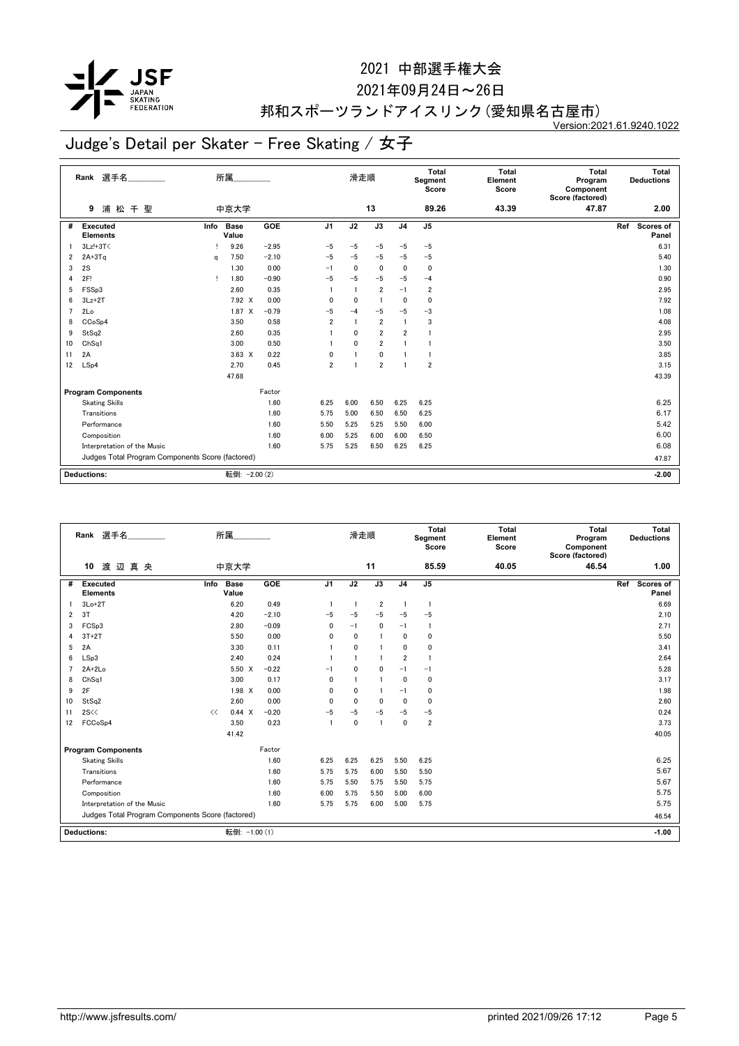# 2021 中部選手権大会

2021年09月24日～26日

邦和スポーツランドアイスリンク(愛知県名古屋市)

Version:2021.61.9240.1022

## Judge's Detail per Skater - Free Skating / 女子

| Rank | 選手名 | 所属 | 滑走順 | Total Segment Score | Total Element Score | Total Program Component Score (factored) | Total Deductions |
|---|---|---|---|---|---|---|---|
| 9 | 浦 松 千 聖 | 中京大学 | 13 | 89.26 | 43.39 | 47.87 | 2.00 |

| # | Executed Elements | Info | Base Value | | GOE | J1 | J2 | J3 | J4 | J5 | Ref | Scores of Panel |
|---|---|---|---|---|---|---|---|---|---|---|---|---|
| 1 | 3Lz!+3T< | ! | 9.26 | | −2.95 | −5 | −5 | −5 | −5 | −5 | | 6.31 |
| 2 | 2A+3Tq | q | 7.50 | | −2.10 | −5 | −5 | −5 | −5 | −5 | | 5.40 |
| 3 | 2S | | 1.30 | | 0.00 | −1 | 0 | 0 | 0 | 0 | | 1.30 |
| 4 | 2F! | ! | 1.80 | | −0.90 | −5 | −5 | −5 | −5 | −4 | | 0.90 |
| 5 | FSSp3 | | 2.60 | | 0.35 | 1 | 1 | 2 | −1 | 2 | | 2.95 |
| 6 | 3Lz+2T | | 7.92 | X | 0.00 | 0 | 0 | 1 | 0 | 0 | | 7.92 |
| 7 | 2Lo | | 1.87 | X | −0.79 | −5 | −4 | −5 | −5 | −3 | | 1.08 |
| 8 | CCoSp4 | | 3.50 | | 0.58 | 2 | 1 | 2 | 1 | 3 | | 4.08 |
| 9 | StSq2 | | 2.60 | | 0.35 | 1 | 0 | 2 | 2 | 1 | | 2.95 |
| 10 | ChSq1 | | 3.00 | | 0.50 | 1 | 0 | 2 | 1 | 1 | | 3.50 |
| 11 | 2A | | 3.63 | X | 0.22 | 0 | 1 | 0 | 1 | 1 | | 3.85 |
| 12 | LSp4 | | 2.70 | | 0.45 | 2 | 1 | 2 | 1 | 2 | | 3.15 |
| | | | 47.68 | | | | | | | | | 43.39 |

| Program Components | Factor | J1 | J2 | J3 | J4 | J5 | Scores of Panel |
|---|---|---|---|---|---|---|---|
| Skating Skills | 1.60 | 6.25 | 6.00 | 6.50 | 6.25 | 6.25 | 6.25 |
| Transitions | 1.60 | 5.75 | 5.00 | 6.50 | 6.50 | 6.25 | 6.17 |
| Performance | 1.60 | 5.50 | 5.25 | 5.25 | 5.50 | 6.00 | 5.42 |
| Composition | 1.60 | 6.00 | 5.25 | 6.00 | 6.00 | 6.50 | 6.00 |
| Interpretation of the Music | 1.60 | 5.75 | 5.25 | 6.50 | 6.25 | 6.25 | 6.08 |
| Judges Total Program Components Score (factored) | | | | | | | 47.87 |

| Deductions: | 転倒: −2.00 (2) | −2.00 |
|---|---|---|

| Rank | 選手名 | 所属 | 滑走順 | Total Segment Score | Total Element Score | Total Program Component Score (factored) | Total Deductions |
|---|---|---|---|---|---|---|---|
| 10 | 渡 辺 真 央 | 中京大学 | 11 | 85.59 | 40.05 | 46.54 | 1.00 |

| # | Executed Elements | Info | Base Value | | GOE | J1 | J2 | J3 | J4 | J5 | Ref | Scores of Panel |
|---|---|---|---|---|---|---|---|---|---|---|---|---|
| 1 | 3Lo+2T | | 6.20 | | 0.49 | 1 | 1 | 2 | 1 | 1 | | 6.69 |
| 2 | 3T | | 4.20 | | −2.10 | −5 | −5 | −5 | −5 | −5 | | 2.10 |
| 3 | FCSp3 | | 2.80 | | −0.09 | 0 | −1 | 0 | −1 | 1 | | 2.71 |
| 4 | 3T+2T | | 5.50 | | 0.00 | 0 | 0 | 1 | 0 | 0 | | 5.50 |
| 5 | 2A | | 3.30 | | 0.11 | 1 | 0 | 1 | 0 | 0 | | 3.41 |
| 6 | LSp3 | | 2.40 | | 0.24 | 1 | 1 | 1 | 2 | 1 | | 2.64 |
| 7 | 2A+2Lo | | 5.50 | X | −0.22 | −1 | 0 | 0 | −1 | −1 | | 5.28 |
| 8 | ChSq1 | | 3.00 | | 0.17 | 0 | 1 | 1 | 0 | 0 | | 3.17 |
| 9 | 2F | | 1.98 | X | 0.00 | 0 | 0 | 1 | −1 | 0 | | 1.98 |
| 10 | StSq2 | | 2.60 | | 0.00 | 0 | 0 | 0 | 0 | 0 | | 2.60 |
| 11 | 2S<< | << | 0.44 | X | −0.20 | −5 | −5 | −5 | −5 | −5 | | 0.24 |
| 12 | FCCoSp4 | | 3.50 | | 0.23 | 1 | 0 | 1 | 0 | 2 | | 3.73 |
| | | | 41.42 | | | | | | | | | 40.05 |

| Program Components | Factor | J1 | J2 | J3 | J4 | J5 | Scores of Panel |
|---|---|---|---|---|---|---|---|
| Skating Skills | 1.60 | 6.25 | 6.25 | 6.25 | 5.50 | 6.25 | 6.25 |
| Transitions | 1.60 | 5.75 | 5.75 | 6.00 | 5.50 | 5.50 | 5.67 |
| Performance | 1.60 | 5.75 | 5.50 | 5.75 | 5.50 | 5.75 | 5.67 |
| Composition | 1.60 | 6.00 | 5.75 | 5.50 | 5.00 | 6.00 | 5.75 |
| Interpretation of the Music | 1.60 | 5.75 | 5.75 | 6.00 | 5.00 | 5.75 | 5.75 |
| Judges Total Program Components Score (factored) | | | | | | | 46.54 |

| Deductions: | 転倒: −1.00 (1) | −1.00 |
|---|---|---|

http://www.jsfresults.com/ printed 2021/09/26 17:12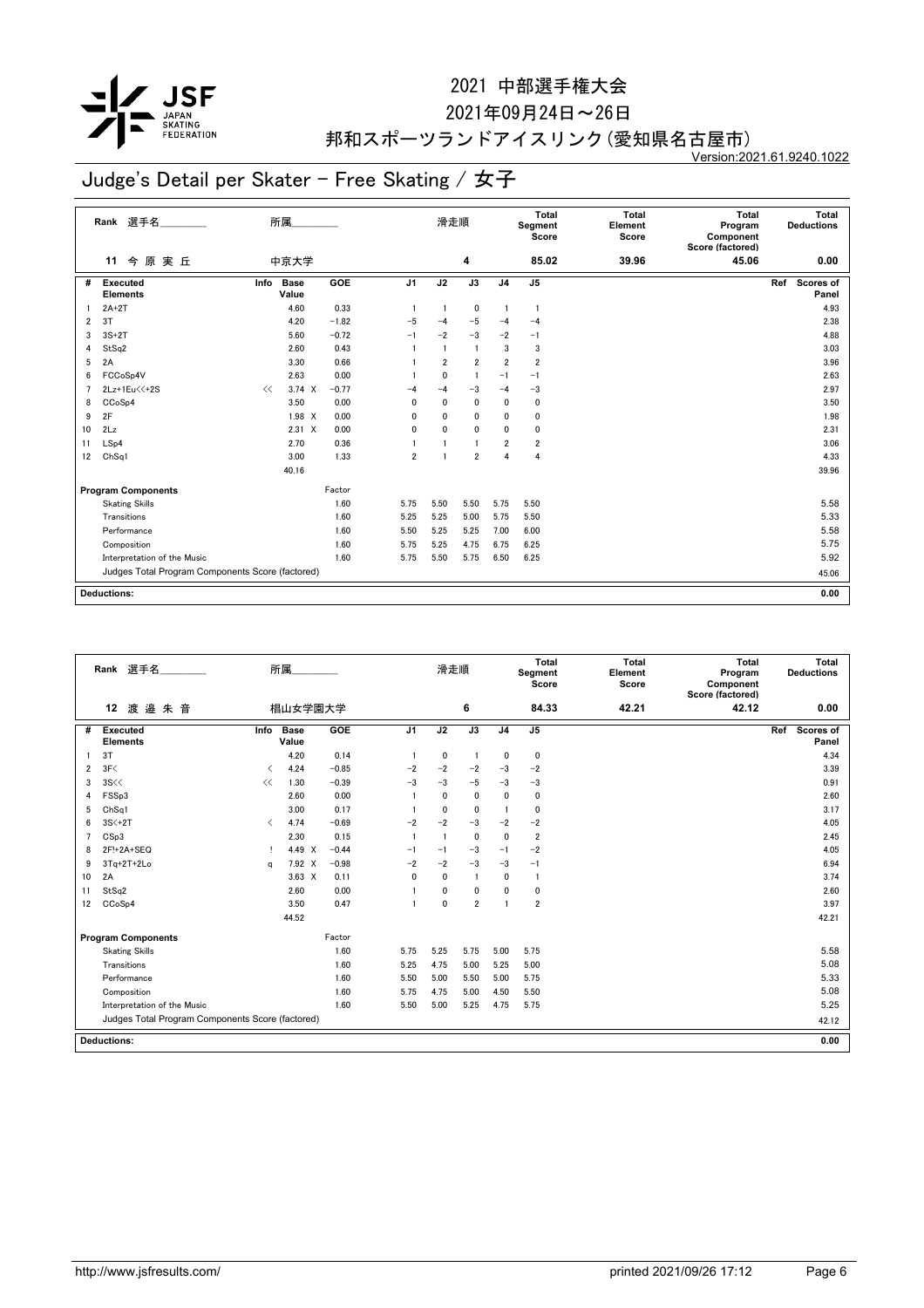# 2021 中部選手権大会

2021年09月24日～26日

邦和スポーツランドアイスリンク(愛知県名古屋市)

Version:2021.61.9240.1022

## Judge's Detail per Skater - Free Skating / 女子

| Rank | 選手名 | 所属 | 滑走順 | Total Segment Score | Total Element Score | Total Program Component Score (factored) | Total Deductions |
|---|---|---|---|---|---|---|---|
| 11 | 今原実丘 | 中京大学 | 4 | 85.02 | 39.96 | 45.06 | 0.00 |

| # | Executed Elements | Info | Base Value | | GOE | J1 | J2 | J3 | J4 | J5 | Ref | Scores of Panel |
|---|---|---|---|---|---|---|---|---|---|---|---|---|
| 1 | 2A+2T | | 4.60 | | 0.33 | 1 | 1 | 0 | 1 | 1 | | 4.93 |
| 2 | 3T | | 4.20 | | −1.82 | −5 | −4 | −5 | −4 | −4 | | 2.38 |
| 3 | 3S+2T | | 5.60 | | −0.72 | −1 | −2 | −3 | −2 | −1 | | 4.88 |
| 4 | StSq2 | | 2.60 | | 0.43 | 1 | 1 | 1 | 3 | 3 | | 3.03 |
| 5 | 2A | | 3.30 | | 0.66 | 1 | 2 | 2 | 2 | 2 | | 3.96 |
| 6 | FCCoSp4V | | 2.63 | | 0.00 | 1 | 0 | 1 | −1 | −1 | | 2.63 |
| 7 | 2Lz+1Eu<<+2S | << | 3.74 | X | −0.77 | −4 | −4 | −3 | −4 | −3 | | 2.97 |
| 8 | CCoSp4 | | 3.50 | | 0.00 | 0 | 0 | 0 | 0 | 0 | | 3.50 |
| 9 | 2F | | 1.98 | X | 0.00 | 0 | 0 | 0 | 0 | 0 | | 1.98 |
| 10 | 2Lz | | 2.31 | X | 0.00 | 0 | 0 | 0 | 0 | 0 | | 2.31 |
| 11 | LSp4 | | 2.70 | | 0.36 | 1 | 1 | 1 | 2 | 2 | | 3.06 |
| 12 | ChSq1 | | 3.00 | | 1.33 | 2 | 1 | 2 | 4 | 4 | | 4.33 |
| | | | 40.16 | | | | | | | | | 39.96 |

| Program Components | Factor | J1 | J2 | J3 | J4 | J5 | Scores of Panel |
|---|---|---|---|---|---|---|---|
| Skating Skills | 1.60 | 5.75 | 5.50 | 5.50 | 5.75 | 5.50 | 5.58 |
| Transitions | 1.60 | 5.25 | 5.25 | 5.00 | 5.75 | 5.50 | 5.33 |
| Performance | 1.60 | 5.50 | 5.25 | 5.25 | 7.00 | 6.00 | 5.58 |
| Composition | 1.60 | 5.75 | 5.25 | 4.75 | 6.75 | 6.25 | 5.75 |
| Interpretation of the Music | 1.60 | 5.75 | 5.50 | 5.75 | 6.50 | 6.25 | 5.92 |
| Judges Total Program Components Score (factored) | | | | | | | 45.06 |

**Deductions:** 0.00

| Rank | 選手名 | 所属 | 滑走順 | Total Segment Score | Total Element Score | Total Program Component Score (factored) | Total Deductions |
|---|---|---|---|---|---|---|---|
| 12 | 渡邉朱音 | 椙山女学園大学 | 6 | 84.33 | 42.21 | 42.12 | 0.00 |

| # | Executed Elements | Info | Base Value | | GOE | J1 | J2 | J3 | J4 | J5 | Ref | Scores of Panel |
|---|---|---|---|---|---|---|---|---|---|---|---|---|
| 1 | 3T | | 4.20 | | 0.14 | 1 | 0 | 1 | 0 | 0 | | 4.34 |
| 2 | 3F< | < | 4.24 | | −0.85 | −2 | −2 | −2 | −3 | −2 | | 3.39 |
| 3 | 3S<< | << | 1.30 | | −0.39 | −3 | −3 | −5 | −3 | −3 | | 0.91 |
| 4 | FSSp3 | | 2.60 | | 0.00 | 1 | 0 | 0 | 0 | 0 | | 2.60 |
| 5 | ChSq1 | | 3.00 | | 0.17 | 1 | 0 | 0 | 1 | 0 | | 3.17 |
| 6 | 3S<+2T | < | 4.74 | | −0.69 | −2 | −2 | −3 | −2 | −2 | | 4.05 |
| 7 | CSp3 | | 2.30 | | 0.15 | 1 | 1 | 0 | 0 | 2 | | 2.45 |
| 8 | 2F!+2A+SEQ | ! | 4.49 | X | −0.44 | −1 | −1 | −3 | −1 | −2 | | 4.05 |
| 9 | 3Tq+2T+2Lo | q | 7.92 | X | −0.98 | −2 | −2 | −3 | −3 | −1 | | 6.94 |
| 10 | 2A | | 3.63 | X | 0.11 | 0 | 0 | 1 | 0 | 1 | | 3.74 |
| 11 | StSq2 | | 2.60 | | 0.00 | 1 | 0 | 0 | 0 | 0 | | 2.60 |
| 12 | CCoSp4 | | 3.50 | | 0.47 | 1 | 0 | 2 | 1 | 2 | | 3.97 |
| | | | 44.52 | | | | | | | | | 42.21 |

| Program Components | Factor | J1 | J2 | J3 | J4 | J5 | Scores of Panel |
|---|---|---|---|---|---|---|---|
| Skating Skills | 1.60 | 5.75 | 5.25 | 5.75 | 5.00 | 5.75 | 5.58 |
| Transitions | 1.60 | 5.25 | 4.75 | 5.00 | 5.25 | 5.00 | 5.08 |
| Performance | 1.60 | 5.50 | 5.00 | 5.50 | 5.00 | 5.75 | 5.33 |
| Composition | 1.60 | 5.75 | 4.75 | 5.00 | 4.50 | 5.50 | 5.08 |
| Interpretation of the Music | 1.60 | 5.50 | 5.00 | 5.25 | 4.75 | 5.75 | 5.25 |
| Judges Total Program Components Score (factored) | | | | | | | 42.12 |

**Deductions:** 0.00

http://www.jsfresults.com/ printed 2021/09/26 17:12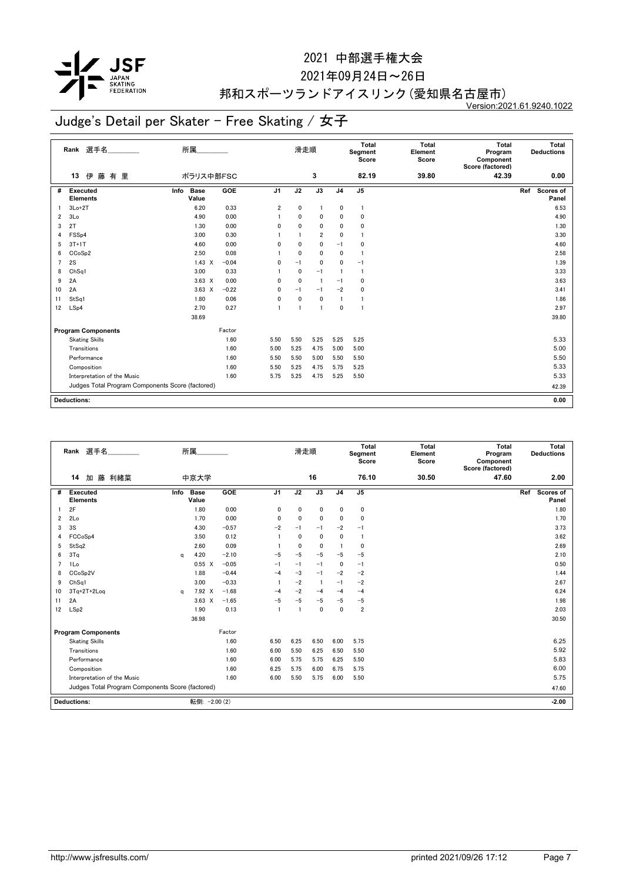# 2021 中部選手権大会

2021年09月24日～26日

邦和スポーツランドアイスリンク(愛知県名古屋市)

Version:2021.61.9240.1022

## Judge's Detail per Skater - Free Skating / 女子

| Rank | 選手名 | 所属 | 滑走順 | Total Segment Score | Total Element Score | Total Program Component Score (factored) | Total Deductions |
|---|---|---|---|---|---|---|---|
| 13 | 伊藤 有里 | ポラリス中部FSC | 3 | 82.19 | 39.80 | 42.39 | 0.00 |

| # | Executed Elements | Info | Base Value | GOE | J1 | J2 | J3 | J4 | J5 | Ref | Scores of Panel |
|---|---|---|---|---|---|---|---|---|---|---|---|
| 1 | 3Lo+2T | | 6.20 | 0.33 | 2 | 0 | 1 | 0 | 1 | | 6.53 |
| 2 | 3Lo | | 4.90 | 0.00 | 1 | 0 | 0 | 0 | 0 | | 4.90 |
| 3 | 2T | | 1.30 | 0.00 | 0 | 0 | 0 | 0 | 0 | | 1.30 |
| 4 | FSSp4 | | 3.00 | 0.30 | 1 | 1 | 2 | 0 | 1 | | 3.30 |
| 5 | 3T+1T | | 4.60 | 0.00 | 0 | 0 | 0 | −1 | 0 | | 4.60 |
| 6 | CCoSp2 | | 2.50 | 0.08 | 1 | 0 | 0 | 0 | 1 | | 2.58 |
| 7 | 2S | | 1.43 X | −0.04 | 0 | −1 | 0 | 0 | −1 | | 1.39 |
| 8 | ChSq1 | | 3.00 | 0.33 | 1 | 0 | −1 | 1 | 1 | | 3.33 |
| 9 | 2A | | 3.63 X | 0.00 | 0 | 0 | 1 | −1 | 0 | | 3.63 |
| 10 | 2A | | 3.63 X | −0.22 | 0 | −1 | −1 | −2 | 0 | | 3.41 |
| 11 | StSq1 | | 1.80 | 0.06 | 0 | 0 | 0 | 1 | 1 | | 1.86 |
| 12 | LSp4 | | 2.70 | 0.27 | 1 | 1 | 1 | 0 | 1 | | 2.97 |
| | | | 38.69 | | | | | | | | 39.80 |

| Program Components | Factor | J1 | J2 | J3 | J4 | J5 | Scores of Panel |
|---|---|---|---|---|---|---|---|
| Skating Skills | 1.60 | 5.50 | 5.50 | 5.25 | 5.25 | 5.25 | 5.33 |
| Transitions | 1.60 | 5.00 | 5.25 | 4.75 | 5.00 | 5.00 | 5.00 |
| Performance | 1.60 | 5.50 | 5.50 | 5.00 | 5.50 | 5.50 | 5.50 |
| Composition | 1.60 | 5.50 | 5.25 | 4.75 | 5.75 | 5.25 | 5.33 |
| Interpretation of the Music | 1.60 | 5.75 | 5.25 | 4.75 | 5.25 | 5.50 | 5.33 |
| Judges Total Program Components Score (factored) | | | | | | | 42.39 |

**Deductions:** 0.00

| Rank | 選手名 | 所属 | 滑走順 | Total Segment Score | Total Element Score | Total Program Component Score (factored) | Total Deductions |
|---|---|---|---|---|---|---|---|
| 14 | 加藤 利緒菜 | 中京大学 | 16 | 76.10 | 30.50 | 47.60 | 2.00 |

| # | Executed Elements | Info | Base Value | GOE | J1 | J2 | J3 | J4 | J5 | Ref | Scores of Panel |
|---|---|---|---|---|---|---|---|---|---|---|---|
| 1 | 2F | | 1.80 | 0.00 | 0 | 0 | 0 | 0 | 0 | | 1.80 |
| 2 | 2Lo | | 1.70 | 0.00 | 0 | 0 | 0 | 0 | 0 | | 1.70 |
| 3 | 3S | | 4.30 | −0.57 | −2 | −1 | −1 | −2 | −1 | | 3.73 |
| 4 | FCCoSp4 | | 3.50 | 0.12 | 1 | 0 | 0 | 0 | 1 | | 3.62 |
| 5 | StSq2 | | 2.60 | 0.09 | 1 | 0 | 0 | 1 | 0 | | 2.69 |
| 6 | 3Tq | q | 4.20 | −2.10 | −5 | −5 | −5 | −5 | −5 | | 2.10 |
| 7 | 1Lo | | 0.55 X | −0.05 | −1 | −1 | −1 | 0 | −1 | | 0.50 |
| 8 | CCoSp2V | | 1.88 | −0.44 | −4 | −3 | −1 | −2 | −2 | | 1.44 |
| 9 | ChSq1 | | 3.00 | −0.33 | 1 | −2 | 1 | −1 | −2 | | 2.67 |
| 10 | 3Tq+2T+2Loq | q | 7.92 X | −1.68 | −4 | −2 | −4 | −4 | −4 | | 6.24 |
| 11 | 2A | | 3.63 X | −1.65 | −5 | −5 | −5 | −5 | −5 | | 1.98 |
| 12 | LSp2 | | 1.90 | 0.13 | 1 | 1 | 0 | 0 | 2 | | 2.03 |
| | | | 36.98 | | | | | | | | 30.50 |

| Program Components | Factor | J1 | J2 | J3 | J4 | J5 | Scores of Panel |
|---|---|---|---|---|---|---|---|
| Skating Skills | 1.60 | 6.50 | 6.25 | 6.50 | 6.00 | 5.75 | 6.25 |
| Transitions | 1.60 | 6.00 | 5.50 | 6.25 | 6.50 | 5.50 | 5.92 |
| Performance | 1.60 | 6.00 | 5.75 | 5.75 | 6.25 | 5.50 | 5.83 |
| Composition | 1.60 | 6.25 | 5.75 | 6.00 | 6.75 | 5.75 | 6.00 |
| Interpretation of the Music | 1.60 | 6.00 | 5.50 | 5.75 | 6.00 | 5.50 | 5.75 |
| Judges Total Program Components Score (factored) | | | | | | | 47.60 |

**Deductions:** 転倒: −2.00 (2) -2.00

http://www.jsfresults.com/ printed 2021/09/26 17:12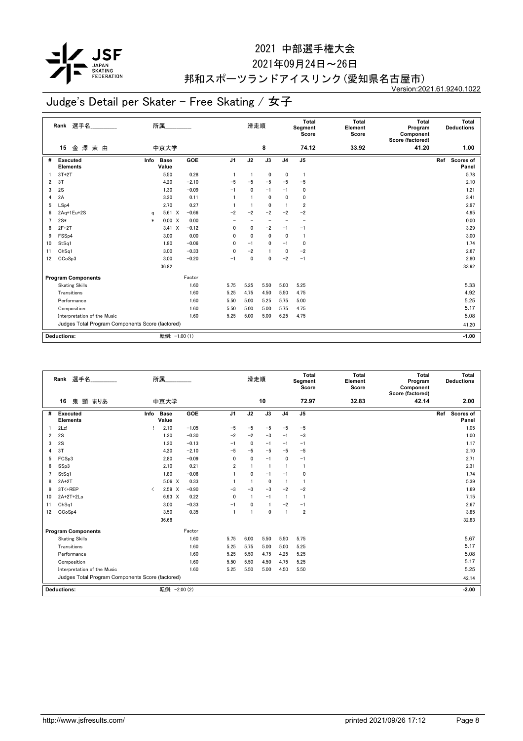# 2021 中部選手権大会

2021年09月24日～26日

邦和スポーツランドアイスリンク（愛知県名古屋市）

Version:2021.61.9240.1022

## Judge's Detail per Skater - Free Skating / 女子

| Rank | 選手名 | 所属 | 滑走順 | Total Segment Score | Total Element Score | Total Program Component Score (factored) | Total Deductions |
|---|---|---|---|---|---|---|---|
| 15 | 金 澤 茉 由 | 中京大学 | 8 | 74.12 | 33.92 | 41.20 | 1.00 |

| # | Executed Elements | Info | Base Value | | GOE | J1 | J2 | J3 | J4 | J5 | Ref | Scores of Panel |
|---|---|---|---|---|---|---|---|---|---|---|---|---|
| 1 | 3T+2T | | 5.50 | | 0.28 | 1 | 1 | 0 | 0 | 1 | | 5.78 |
| 2 | 3T | | 4.20 | | −2.10 | −5 | −5 | −5 | −5 | −5 | | 2.10 |
| 3 | 2S | | 1.30 | | −0.09 | −1 | 0 | −1 | −1 | 0 | | 1.21 |
| 4 | 2A | | 3.30 | | 0.11 | 1 | 1 | 0 | 0 | 0 | | 3.41 |
| 5 | LSp4 | | 2.70 | | 0.27 | 1 | 1 | 0 | 1 | 2 | | 2.97 |
| 6 | 2Aq+1Eu+2S | q | 5.61 | X | −0.66 | −2 | −2 | −2 | −2 | −2 | | 4.95 |
| 7 | 2S* | * | 0.00 | X | 0.00 | − | − | − | − | − | | 0.00 |
| 8 | 2F+2T | | 3.41 | X | −0.12 | 0 | 0 | −2 | −1 | −1 | | 3.29 |
| 9 | FSSp4 | | 3.00 | | 0.00 | 0 | 0 | 0 | 0 | 1 | | 3.00 |
| 10 | StSq1 | | 1.80 | | −0.06 | 0 | −1 | 0 | −1 | 0 | | 1.74 |
| 11 | ChSq1 | | 3.00 | | −0.33 | 0 | −2 | 1 | 0 | −2 | | 2.67 |
| 12 | CCoSp3 | | 3.00 | | −0.20 | −1 | 0 | 0 | −2 | −1 | | 2.80 |
| | | | 36.82 | | | | | | | | | 33.92 |

| Program Components | Factor | J1 | J2 | J3 | J4 | J5 | Scores of Panel |
|---|---|---|---|---|---|---|---|
| Skating Skills | 1.60 | 5.75 | 5.25 | 5.50 | 5.00 | 5.25 | 5.33 |
| Transitions | 1.60 | 5.25 | 4.75 | 4.50 | 5.50 | 4.75 | 4.92 |
| Performance | 1.60 | 5.50 | 5.00 | 5.25 | 5.75 | 5.00 | 5.25 |
| Composition | 1.60 | 5.50 | 5.00 | 5.00 | 5.75 | 4.75 | 5.17 |
| Interpretation of the Music | 1.60 | 5.25 | 5.00 | 5.00 | 6.25 | 4.75 | 5.08 |
| Judges Total Program Components Score (factored) | | | | | | | 41.20 |

| Deductions: | 転倒: −1.00 (1) | −1.00 |
|---|---|---|

| Rank | 選手名 | 所属 | 滑走順 | Total Segment Score | Total Element Score | Total Program Component Score (factored) | Total Deductions |
|---|---|---|---|---|---|---|---|
| 16 | 鬼 頭 まりあ | 中京大学 | 10 | 72.97 | 32.83 | 42.14 | 2.00 |

| # | Executed Elements | Info | Base Value | | GOE | J1 | J2 | J3 | J4 | J5 | Ref | Scores of Panel |
|---|---|---|---|---|---|---|---|---|---|---|---|---|
| 1 | 2Lz! | ! | 2.10 | | −1.05 | −5 | −5 | −5 | −5 | −5 | | 1.05 |
| 2 | 2S | | 1.30 | | −0.30 | −2 | −2 | −3 | −1 | −3 | | 1.00 |
| 3 | 2S | | 1.30 | | −0.13 | −1 | 0 | −1 | −1 | −1 | | 1.17 |
| 4 | 3T | | 4.20 | | −2.10 | −5 | −5 | −5 | −5 | −5 | | 2.10 |
| 5 | FCSp3 | | 2.80 | | −0.09 | 0 | 0 | −1 | 0 | −1 | | 2.71 |
| 6 | SSp3 | | 2.10 | | 0.21 | 2 | 1 | 1 | 1 | 1 | | 2.31 |
| 7 | StSq1 | | 1.80 | | −0.06 | 1 | 0 | −1 | −1 | 0 | | 1.74 |
| 8 | 2A+2T | | 5.06 | X | 0.33 | 1 | 1 | 0 | 1 | 1 | | 5.39 |
| 9 | 3T<+REP | < | 2.59 | X | −0.90 | −3 | −3 | −3 | −2 | −2 | | 1.69 |
| 10 | 2A+2T+2Lo | | 6.93 | X | 0.22 | 0 | 1 | −1 | 1 | 1 | | 7.15 |
| 11 | ChSq1 | | 3.00 | | −0.33 | −1 | 0 | 1 | −2 | −1 | | 2.67 |
| 12 | CCoSp4 | | 3.50 | | 0.35 | 1 | 1 | 0 | 1 | 2 | | 3.85 |
| | | | 36.68 | | | | | | | | | 32.83 |

| Program Components | Factor | J1 | J2 | J3 | J4 | J5 | Scores of Panel |
|---|---|---|---|---|---|---|---|
| Skating Skills | 1.60 | 5.75 | 6.00 | 5.50 | 5.50 | 5.75 | 5.67 |
| Transitions | 1.60 | 5.25 | 5.75 | 5.00 | 5.00 | 5.25 | 5.17 |
| Performance | 1.60 | 5.25 | 5.50 | 4.75 | 4.25 | 5.25 | 5.08 |
| Composition | 1.60 | 5.50 | 5.50 | 4.50 | 4.75 | 5.25 | 5.17 |
| Interpretation of the Music | 1.60 | 5.25 | 5.50 | 5.00 | 4.50 | 5.50 | 5.25 |
| Judges Total Program Components Score (factored) | | | | | | | 42.14 |

| Deductions: | 転倒: −2.00 (2) | −2.00 |
|---|---|---|

http://www.jsfresults.com/ printed 2021/09/26 17:12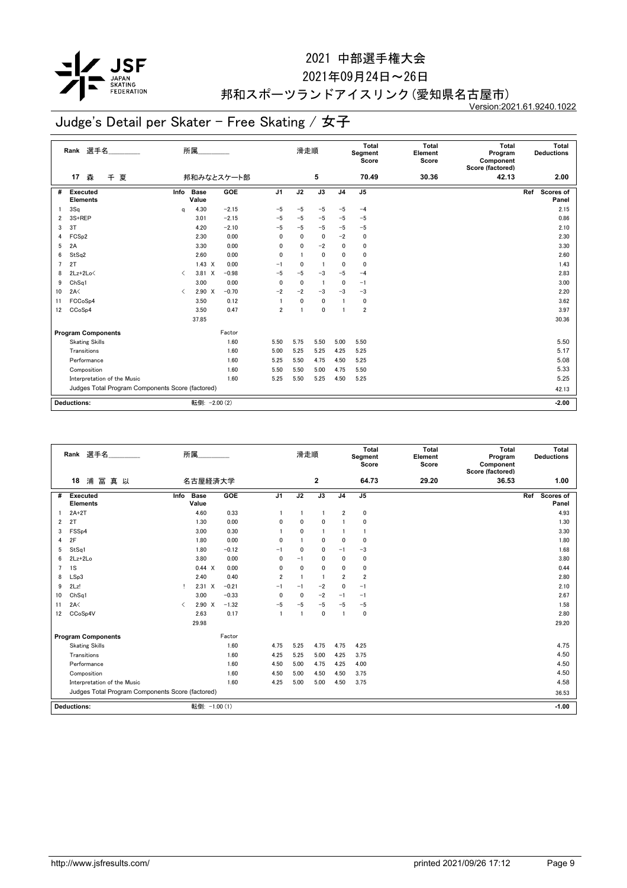# 2021 中部選手権大会

2021年09月24日～26日

邦和スポーツランドアイスリンク(愛知県名古屋市)

Version:2021.61.9240.1022

## Judge's Detail per Skater - Free Skating / 女子

| Rank | 選手名 | 所属 | 滑走順 | Total Segment Score | Total Element Score | Total Program Component Score (factored) | Total Deductions |
|---|---|---|---|---|---|---|---|
| 17 | 森 千夏 | 邦和みなとスケート部 | 5 | 70.49 | 30.36 | 42.13 | 2.00 |

| # | Executed Elements | Info | Base Value | | GOE | J1 | J2 | J3 | J4 | J5 | Ref | Scores of Panel |
|---|---|---|---|---|---|---|---|---|---|---|---|---|
| 1 | 3Sq | q | 4.30 | | −2.15 | −5 | −5 | −5 | −5 | −4 | | 2.15 |
| 2 | 3S+REP | | 3.01 | | −2.15 | −5 | −5 | −5 | −5 | −5 | | 0.86 |
| 3 | 3T | | 4.20 | | −2.10 | −5 | −5 | −5 | −5 | −5 | | 2.10 |
| 4 | FCSp2 | | 2.30 | | 0.00 | 0 | 0 | 0 | −2 | 0 | | 2.30 |
| 5 | 2A | | 3.30 | | 0.00 | 0 | 0 | −2 | 0 | 0 | | 3.30 |
| 6 | StSq2 | | 2.60 | | 0.00 | 0 | 1 | 0 | 0 | 0 | | 2.60 |
| 7 | 2T | | 1.43 | X | 0.00 | −1 | 0 | 1 | 0 | 0 | | 1.43 |
| 8 | 2Lz+2Lo< | < | 3.81 | X | −0.98 | −5 | −5 | −3 | −5 | −4 | | 2.83 |
| 9 | ChSq1 | | 3.00 | | 0.00 | 0 | 0 | 1 | 0 | −1 | | 3.00 |
| 10 | 2A< | < | 2.90 | X | −0.70 | −2 | −2 | −3 | −3 | −3 | | 2.20 |
| 11 | FCCoSp4 | | 3.50 | | 0.12 | 1 | 0 | 0 | 1 | 0 | | 3.62 |
| 12 | CCoSp4 | | 3.50 | | 0.47 | 2 | 1 | 0 | 1 | 2 | | 3.97 |
| | | | 37.85 | | | | | | | | | 30.36 |

| Program Components | Factor | J1 | J2 | J3 | J4 | J5 | Scores of Panel |
|---|---|---|---|---|---|---|---|
| Skating Skills | 1.60 | 5.50 | 5.75 | 5.50 | 5.00 | 5.50 | 5.50 |
| Transitions | 1.60 | 5.00 | 5.25 | 5.25 | 4.25 | 5.25 | 5.17 |
| Performance | 1.60 | 5.25 | 5.50 | 4.75 | 4.50 | 5.25 | 5.08 |
| Composition | 1.60 | 5.50 | 5.50 | 5.00 | 4.75 | 5.50 | 5.33 |
| Interpretation of the Music | 1.60 | 5.25 | 5.50 | 5.25 | 4.50 | 5.25 | 5.25 |
| Judges Total Program Components Score (factored) | | | | | | | 42.13 |

| Deductions: | 転倒: −2.00 (2) | −2.00 |
|---|---|---|

| Rank | 選手名 | 所属 | 滑走順 | Total Segment Score | Total Element Score | Total Program Component Score (factored) | Total Deductions |
|---|---|---|---|---|---|---|---|
| 18 | 浦冨真以 | 名古屋経済大学 | 2 | 64.73 | 29.20 | 36.53 | 1.00 |

| # | Executed Elements | Info | Base Value | | GOE | J1 | J2 | J3 | J4 | J5 | Ref | Scores of Panel |
|---|---|---|---|---|---|---|---|---|---|---|---|---|
| 1 | 2A+2T | | 4.60 | | 0.33 | 1 | 1 | 1 | 2 | 0 | | 4.93 |
| 2 | 2T | | 1.30 | | 0.00 | 0 | 0 | 0 | 1 | 0 | | 1.30 |
| 3 | FSSp4 | | 3.00 | | 0.30 | 1 | 0 | 1 | 1 | 1 | | 3.30 |
| 4 | 2F | | 1.80 | | 0.00 | 0 | 1 | 0 | 0 | 0 | | 1.80 |
| 5 | StSq1 | | 1.80 | | −0.12 | −1 | 0 | 0 | −1 | −3 | | 1.68 |
| 6 | 2Lz+2Lo | | 3.80 | | 0.00 | 0 | −1 | 0 | 0 | 0 | | 3.80 |
| 7 | 1S | | 0.44 | X | 0.00 | 0 | 0 | 0 | 0 | 0 | | 0.44 |
| 8 | LSp3 | | 2.40 | | 0.40 | 2 | 1 | 1 | 2 | 2 | | 2.80 |
| 9 | 2Lz! | ! | 2.31 | X | −0.21 | −1 | −1 | −2 | 0 | −1 | | 2.10 |
| 10 | ChSq1 | | 3.00 | | −0.33 | 0 | 0 | −2 | −1 | −1 | | 2.67 |
| 11 | 2A< | < | 2.90 | X | −1.32 | −5 | −5 | −5 | −5 | −5 | | 1.58 |
| 12 | CCoSp4V | | 2.63 | | 0.17 | 1 | 1 | 0 | 1 | 0 | | 2.80 |
| | | | 29.98 | | | | | | | | | 29.20 |

| Program Components | Factor | J1 | J2 | J3 | J4 | J5 | Scores of Panel |
|---|---|---|---|---|---|---|---|
| Skating Skills | 1.60 | 4.75 | 5.25 | 4.75 | 4.75 | 4.25 | 4.75 |
| Transitions | 1.60 | 4.25 | 5.25 | 5.00 | 4.25 | 3.75 | 4.50 |
| Performance | 1.60 | 4.50 | 5.00 | 4.75 | 4.25 | 4.00 | 4.50 |
| Composition | 1.60 | 4.50 | 5.00 | 4.50 | 4.50 | 3.75 | 4.50 |
| Interpretation of the Music | 1.60 | 4.25 | 5.00 | 5.00 | 4.50 | 3.75 | 4.58 |
| Judges Total Program Components Score (factored) | | | | | | | 36.53 |

| Deductions: | 転倒: −1.00 (1) | −1.00 |
|---|---|---|

http://www.jsfresults.com/ printed 2021/09/26 17:12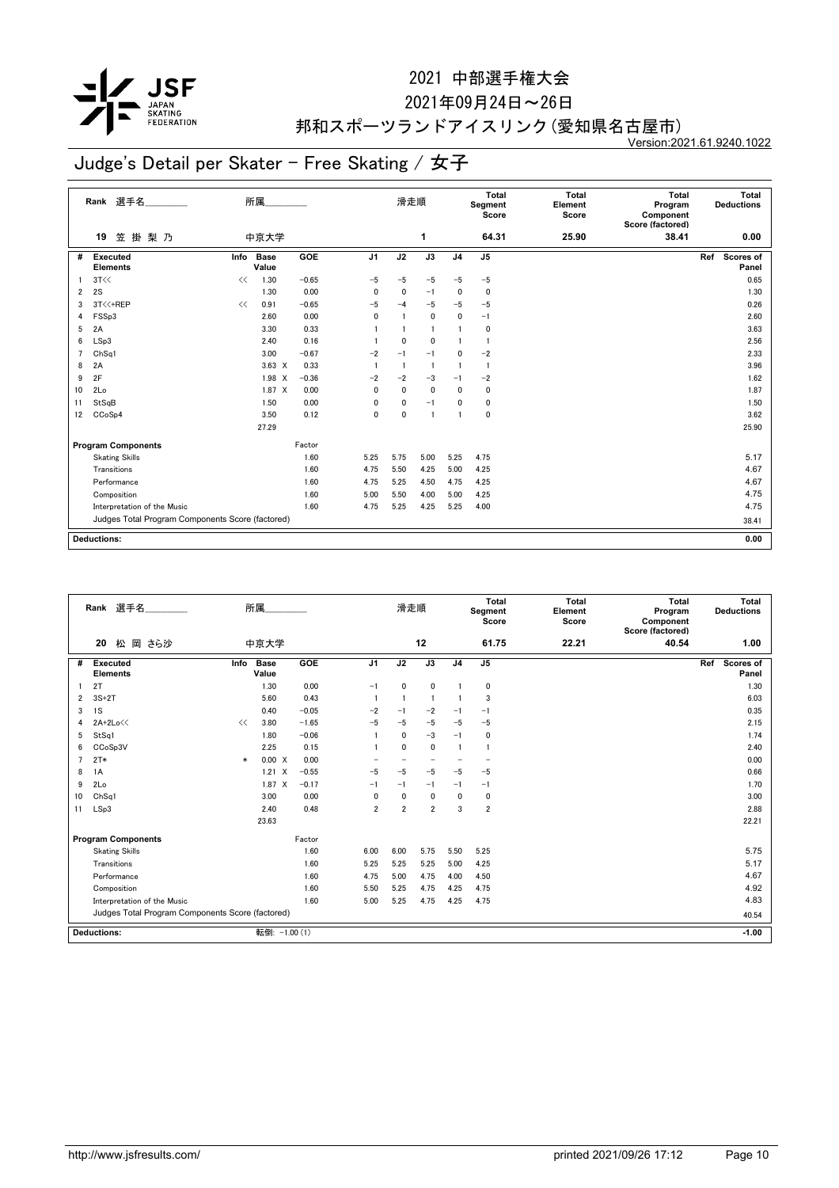# 2021 中部選手権大会

2021年09月24日～26日

邦和スポーツランドアイスリンク(愛知県名古屋市)

Version:2021.61.9240.1022

## Judge's Detail per Skater - Free Skating / 女子

| Rank | 選手名 | 所属 | 滑走順 | Total Segment Score | Total Element Score | Total Program Component Score (factored) | Total Deductions |
|---|---|---|---|---|---|---|---|
| 19 | 笠 掛 梨 乃 | 中京大学 | 1 | 64.31 | 25.90 | 38.41 | 0.00 |

| # | Executed Elements | Info | Base Value | | GOE | J1 | J2 | J3 | J4 | J5 | Ref | Scores of Panel |
|---|---|---|---|---|---|---|---|---|---|---|---|---|
| 1 | 3T<< | << | 1.30 | | −0.65 | −5 | −5 | −5 | −5 | −5 | | 0.65 |
| 2 | 2S | | 1.30 | | 0.00 | 0 | 0 | −1 | 0 | 0 | | 1.30 |
| 3 | 3T<<+REP | << | 0.91 | | −0.65 | −5 | −4 | −5 | −5 | −5 | | 0.26 |
| 4 | FSSp3 | | 2.60 | | 0.00 | 0 | 1 | 0 | 0 | −1 | | 2.60 |
| 5 | 2A | | 3.30 | | 0.33 | 1 | 1 | 1 | 1 | 0 | | 3.63 |
| 6 | LSp3 | | 2.40 | | 0.16 | 1 | 0 | 0 | 1 | 1 | | 2.56 |
| 7 | ChSq1 | | 3.00 | | −0.67 | −2 | −1 | −1 | 0 | −2 | | 2.33 |
| 8 | 2A | | 3.63 | X | 0.33 | 1 | 1 | 1 | 1 | 1 | | 3.96 |
| 9 | 2F | | 1.98 | X | −0.36 | −2 | −2 | −3 | −1 | −2 | | 1.62 |
| 10 | 2Lo | | 1.87 | X | 0.00 | 0 | 0 | 0 | 0 | 0 | | 1.87 |
| 11 | StSqB | | 1.50 | | 0.00 | 0 | 0 | −1 | 0 | 0 | | 1.50 |
| 12 | CCoSp4 | | 3.50 | | 0.12 | 0 | 0 | 1 | 1 | 0 | | 3.62 |
| | | | 27.29 | | | | | | | | | 25.90 |

| Program Components | Factor | J1 | J2 | J3 | J4 | J5 | Scores of Panel |
|---|---|---|---|---|---|---|---|
| Skating Skills | 1.60 | 5.25 | 5.75 | 5.00 | 5.25 | 4.75 | 5.17 |
| Transitions | 1.60 | 4.75 | 5.50 | 4.25 | 5.00 | 4.25 | 4.67 |
| Performance | 1.60 | 4.75 | 5.25 | 4.50 | 4.75 | 4.25 | 4.67 |
| Composition | 1.60 | 5.00 | 5.50 | 4.00 | 5.00 | 4.25 | 4.75 |
| Interpretation of the Music | 1.60 | 4.75 | 5.25 | 4.25 | 5.25 | 4.00 | 4.75 |
| Judges Total Program Components Score (factored) | | | | | | | 38.41 |

Deductions: 0.00

| Rank | 選手名 | 所属 | 滑走順 | Total Segment Score | Total Element Score | Total Program Component Score (factored) | Total Deductions |
|---|---|---|---|---|---|---|---|
| 20 | 松 岡 さら沙 | 中京大学 | 12 | 61.75 | 22.21 | 40.54 | 1.00 |

| # | Executed Elements | Info | Base Value | | GOE | J1 | J2 | J3 | J4 | J5 | Ref | Scores of Panel |
|---|---|---|---|---|---|---|---|---|---|---|---|---|
| 1 | 2T | | 1.30 | | 0.00 | −1 | 0 | 0 | 1 | 0 | | 1.30 |
| 2 | 3S+2T | | 5.60 | | 0.43 | 1 | 1 | 1 | 1 | 3 | | 6.03 |
| 3 | 1S | | 0.40 | | −0.05 | −2 | −1 | −2 | −1 | −1 | | 0.35 |
| 4 | 2A+2Lo<< | << | 3.80 | | −1.65 | −5 | −5 | −5 | −5 | −5 | | 2.15 |
| 5 | StSq1 | | 1.80 | | −0.06 | 1 | 0 | −3 | −1 | 0 | | 1.74 |
| 6 | CCoSp3V | | 2.25 | | 0.15 | 1 | 0 | 0 | 1 | 1 | | 2.40 |
| 7 | 2T* | * | 0.00 | X | 0.00 | − | − | − | − | − | | 0.00 |
| 8 | 1A | | 1.21 | X | −0.55 | −5 | −5 | −5 | −5 | −5 | | 0.66 |
| 9 | 2Lo | | 1.87 | X | −0.17 | −1 | −1 | −1 | −1 | −1 | | 1.70 |
| 10 | ChSq1 | | 3.00 | | 0.00 | 0 | 0 | 0 | 0 | 0 | | 3.00 |
| 11 | LSp3 | | 2.40 | | 0.48 | 2 | 2 | 2 | 3 | 2 | | 2.88 |
| | | | 23.63 | | | | | | | | | 22.21 |

| Program Components | Factor | J1 | J2 | J3 | J4 | J5 | Scores of Panel |
|---|---|---|---|---|---|---|---|
| Skating Skills | 1.60 | 6.00 | 6.00 | 5.75 | 5.50 | 5.25 | 5.75 |
| Transitions | 1.60 | 5.25 | 5.25 | 5.25 | 5.00 | 4.25 | 5.17 |
| Performance | 1.60 | 4.75 | 5.00 | 4.75 | 4.00 | 4.50 | 4.67 |
| Composition | 1.60 | 5.50 | 5.25 | 4.75 | 4.25 | 4.75 | 4.92 |
| Interpretation of the Music | 1.60 | 5.00 | 5.25 | 4.75 | 4.25 | 4.75 | 4.83 |
| Judges Total Program Components Score (factored) | | | | | | | 40.54 |

Deductions: 転倒: −1.00 (1) −1.00

http://www.jsfresults.com/ printed 2021/09/26 17:12